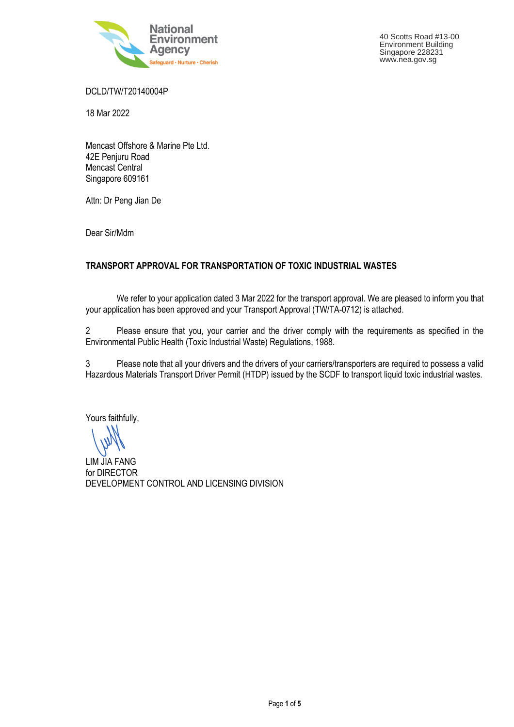National Environment Agency
Safeguard · Nurture · Cherish

40 Scotts Road #13-00
Environment Building
Singapore 228231
www.nea.gov.sg

DCLD/TW/T20140004P

18 Mar 2022

Mencast Offshore & Marine Pte Ltd.
42E Penjuru Road
Mencast Central
Singapore 609161

Attn: Dr Peng Jian De

Dear Sir/Mdm

**TRANSPORT APPROVAL FOR TRANSPORTATION OF TOXIC INDUSTRIAL WASTES**

We refer to your application dated 3 Mar 2022 for the transport approval. We are pleased to inform you that your application has been approved and your Transport Approval (TW/TA-0712) is attached.

2 Please ensure that you, your carrier and the driver comply with the requirements as specified in the Environmental Public Health (Toxic Industrial Waste) Regulations, 1988.

3 Please note that all your drivers and the drivers of your carriers/transporters are required to possess a valid Hazardous Materials Transport Driver Permit (HTDP) issued by the SCDF to transport liquid toxic industrial wastes.

Yours faithfully,

LIM JIA FANG
for DIRECTOR
DEVELOPMENT CONTROL AND LICENSING DIVISION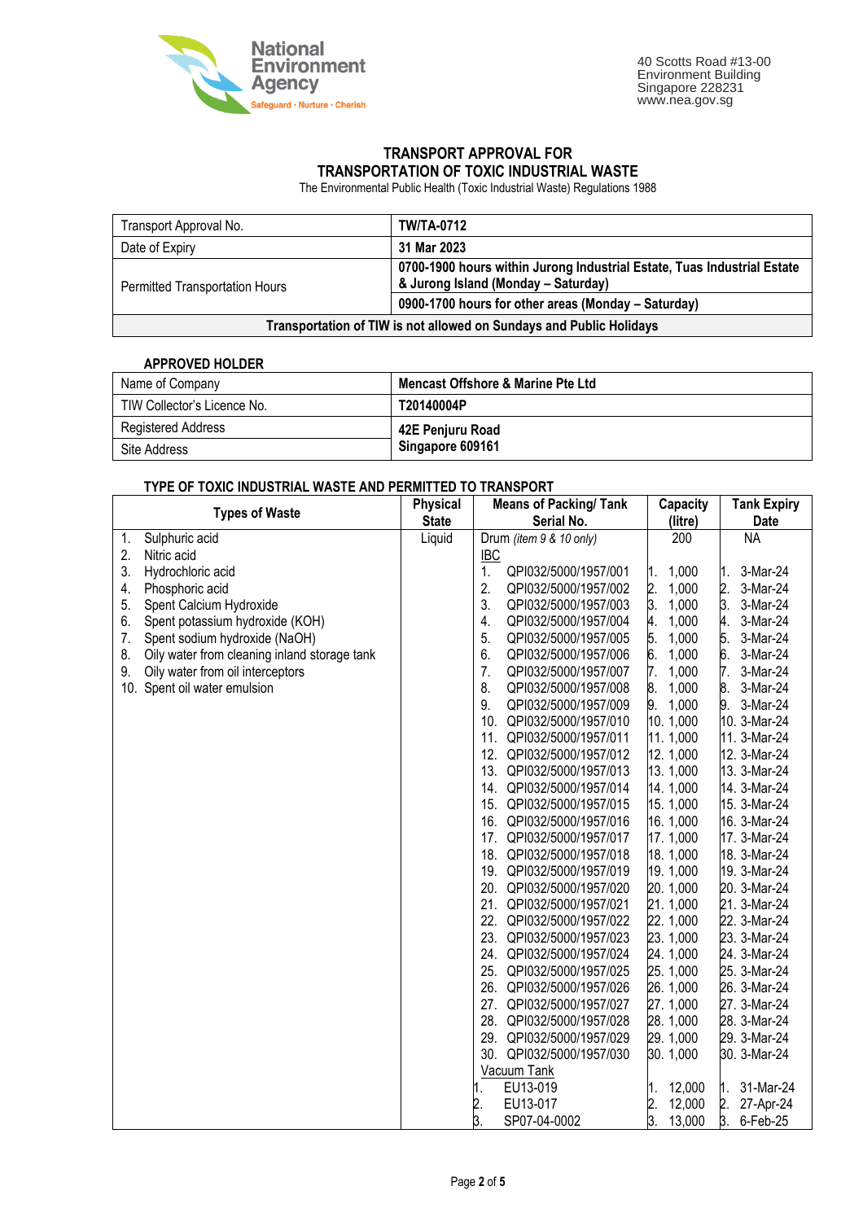National Environment Agency
Safeguard · Nurture · Cherish

40 Scotts Road #13-00
Environment Building
Singapore 228231
www.nea.gov.sg

# TRANSPORT APPROVAL FOR TRANSPORTATION OF TOXIC INDUSTRIAL WASTE

The Environmental Public Health (Toxic Industrial Waste) Regulations 1988

| Transport Approval No. | **TW/TA-0712** |
|---|---|
| Date of Expiry | **31 Mar 2023** |
| Permitted Transportation Hours | **0700-1900 hours within Jurong Industrial Estate, Tuas Industrial Estate & Jurong Island (Monday – Saturday)** |
| | **0900-1700 hours for other areas (Monday – Saturday)** |
| **Transportation of TIW is not allowed on Sundays and Public Holidays** | |

**APPROVED HOLDER**

| Name of Company | **Mencast Offshore & Marine Pte Ltd** |
|---|---|
| TIW Collector's Licence No. | **T20140004P** |
| Registered Address | **42E Penjuru Road Singapore 609161** |
| Site Address | |

**TYPE OF TOXIC INDUSTRIAL WASTE AND PERMITTED TO TRANSPORT**

| Types of Waste | Physical State | Means of Packing/ Tank Serial No. | Capacity (litre) | Tank Expiry Date |
|---|---|---|---|---|
| 1. Sulphuric acid | Liquid | Drum *(item 9 & 10 only)* | 200 | NA |
| 2. Nitric acid | | IBC | | |
| 3. Hydrochloric acid | | 1. QPI032/5000/1957/001 | 1. 1,000 | 1. 3-Mar-24 |
| 4. Phosphoric acid | | 2. QPI032/5000/1957/002 | 2. 1,000 | 2. 3-Mar-24 |
| 5. Spent Calcium Hydroxide | | 3. QPI032/5000/1957/003 | 3. 1,000 | 3. 3-Mar-24 |
| 6. Spent potassium hydroxide (KOH) | | 4. QPI032/5000/1957/004 | 4. 1,000 | 4. 3-Mar-24 |
| 7. Spent sodium hydroxide (NaOH) | | 5. QPI032/5000/1957/005 | 5. 1,000 | 5. 3-Mar-24 |
| 8. Oily water from cleaning inland storage tank | | 6. QPI032/5000/1957/006 | 6. 1,000 | 6. 3-Mar-24 |
| 9. Oily water from oil interceptors | | 7. QPI032/5000/1957/007 | 7. 1,000 | 7. 3-Mar-24 |
| 10. Spent oil water emulsion | | 8. QPI032/5000/1957/008 | 8. 1,000 | 8. 3-Mar-24 |
| | | 9. QPI032/5000/1957/009 | 9. 1,000 | 9. 3-Mar-24 |
| | | 10. QPI032/5000/1957/010 | 10. 1,000 | 10. 3-Mar-24 |
| | | 11. QPI032/5000/1957/011 | 11. 1,000 | 11. 3-Mar-24 |
| | | 12. QPI032/5000/1957/012 | 12. 1,000 | 12. 3-Mar-24 |
| | | 13. QPI032/5000/1957/013 | 13. 1,000 | 13. 3-Mar-24 |
| | | 14. QPI032/5000/1957/014 | 14. 1,000 | 14. 3-Mar-24 |
| | | 15. QPI032/5000/1957/015 | 15. 1,000 | 15. 3-Mar-24 |
| | | 16. QPI032/5000/1957/016 | 16. 1,000 | 16. 3-Mar-24 |
| | | 17. QPI032/5000/1957/017 | 17. 1,000 | 17. 3-Mar-24 |
| | | 18. QPI032/5000/1957/018 | 18. 1,000 | 18. 3-Mar-24 |
| | | 19. QPI032/5000/1957/019 | 19. 1,000 | 19. 3-Mar-24 |
| | | 20. QPI032/5000/1957/020 | 20. 1,000 | 20. 3-Mar-24 |
| | | 21. QPI032/5000/1957/021 | 21. 1,000 | 21. 3-Mar-24 |
| | | 22. QPI032/5000/1957/022 | 22. 1,000 | 22. 3-Mar-24 |
| | | 23. QPI032/5000/1957/023 | 23. 1,000 | 23. 3-Mar-24 |
| | | 24. QPI032/5000/1957/024 | 24. 1,000 | 24. 3-Mar-24 |
| | | 25. QPI032/5000/1957/025 | 25. 1,000 | 25. 3-Mar-24 |
| | | 26. QPI032/5000/1957/026 | 26. 1,000 | 26. 3-Mar-24 |
| | | 27. QPI032/5000/1957/027 | 27. 1,000 | 27. 3-Mar-24 |
| | | 28. QPI032/5000/1957/028 | 28. 1,000 | 28. 3-Mar-24 |
| | | 29. QPI032/5000/1957/029 | 29. 1,000 | 29. 3-Mar-24 |
| | | 30. QPI032/5000/1957/030 | 30. 1,000 | 30. 3-Mar-24 |
| | | Vacuum Tank | | |
| | | 1. EU13-019 | 1. 12,000 | 1. 31-Mar-24 |
| | | 2. EU13-017 | 2. 12,000 | 2. 27-Apr-24 |
| | | 3. SP07-04-0002 | 3. 13,000 | 3. 6-Feb-25 |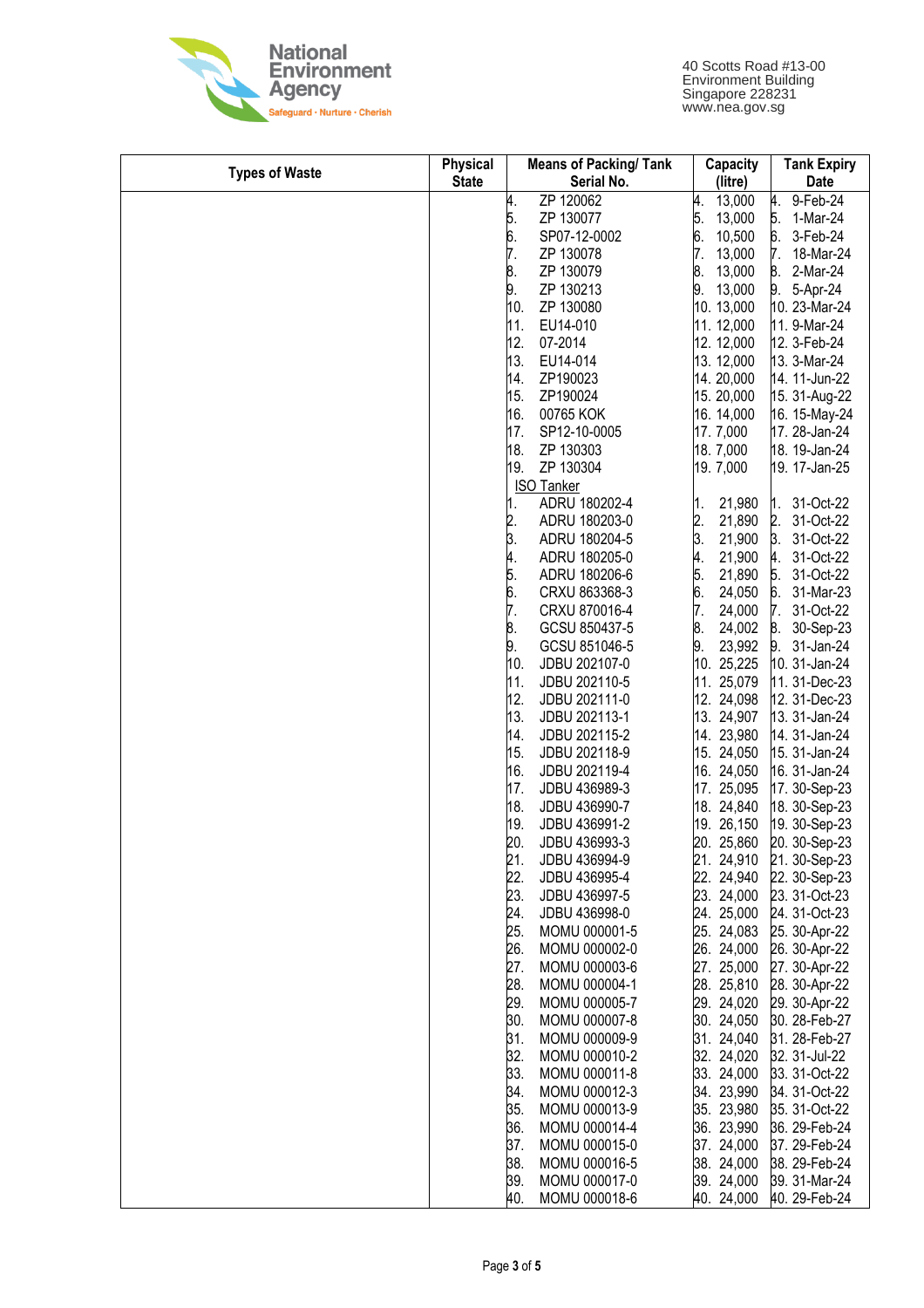| Types of Waste | Physical State | Means of Packing/ Tank Serial No. | Capacity (litre) | Tank Expiry Date |
|---|---|---|---|---|
| | | 4. ZP 120062 | 4. 13,000 | 4. 9-Feb-24 |
| | | 5. ZP 130077 | 5. 13,000 | 5. 1-Mar-24 |
| | | 6. SP07-12-0002 | 6. 10,500 | 6. 3-Feb-24 |
| | | 7. ZP 130078 | 7. 13,000 | 7. 18-Mar-24 |
| | | 8. ZP 130079 | 8. 13,000 | 8. 2-Mar-24 |
| | | 9. ZP 130213 | 9. 13,000 | 9. 5-Apr-24 |
| | | 10. ZP 130080 | 10. 13,000 | 10. 23-Mar-24 |
| | | 11. EU14-010 | 11. 12,000 | 11. 9-Mar-24 |
| | | 12. 07-2014 | 12. 12,000 | 12. 3-Feb-24 |
| | | 13. EU14-014 | 13. 12,000 | 13. 3-Mar-24 |
| | | 14. ZP190023 | 14. 20,000 | 14. 11-Jun-22 |
| | | 15. ZP190024 | 15. 20,000 | 15. 31-Aug-22 |
| | | 16. 00765 KOK | 16. 14,000 | 16. 15-May-24 |
| | | 17. SP12-10-0005 | 17. 7,000 | 17. 28-Jan-24 |
| | | 18. ZP 130303 | 18. 7,000 | 18. 19-Jan-24 |
| | | 19. ZP 130304 | 19. 7,000 | 19. 17-Jan-25 |
| | | ISO Tanker | | |
| | | 1. ADRU 180202-4 | 1. 21,980 | 1. 31-Oct-22 |
| | | 2. ADRU 180203-0 | 2. 21,890 | 2. 31-Oct-22 |
| | | 3. ADRU 180204-5 | 3. 21,900 | 3. 31-Oct-22 |
| | | 4. ADRU 180205-0 | 4. 21,900 | 4. 31-Oct-22 |
| | | 5. ADRU 180206-6 | 5. 21,890 | 5. 31-Oct-22 |
| | | 6. CRXU 863368-3 | 6. 24,050 | 6. 31-Mar-23 |
| | | 7. CRXU 870016-4 | 7. 24,000 | 7. 31-Oct-22 |
| | | 8. GCSU 850437-5 | 8. 24,002 | 8. 30-Sep-23 |
| | | 9. GCSU 851046-5 | 9. 23,992 | 9. 31-Jan-24 |
| | | 10. JDBU 202107-0 | 10. 25,225 | 10. 31-Jan-24 |
| | | 11. JDBU 202110-5 | 11. 25,079 | 11. 31-Dec-23 |
| | | 12. JDBU 202111-0 | 12. 24,098 | 12. 31-Dec-23 |
| | | 13. JDBU 202113-1 | 13. 24,907 | 13. 31-Jan-24 |
| | | 14. JDBU 202115-2 | 14. 23,980 | 14. 31-Jan-24 |
| | | 15. JDBU 202118-9 | 15. 24,050 | 15. 31-Jan-24 |
| | | 16. JDBU 202119-4 | 16. 24,050 | 16. 31-Jan-24 |
| | | 17. JDBU 436989-3 | 17. 25,095 | 17. 30-Sep-23 |
| | | 18. JDBU 436990-7 | 18. 24,840 | 18. 30-Sep-23 |
| | | 19. JDBU 436991-2 | 19. 26,150 | 19. 30-Sep-23 |
| | | 20. JDBU 436993-3 | 20. 25,860 | 20. 30-Sep-23 |
| | | 21. JDBU 436994-9 | 21. 24,910 | 21. 30-Sep-23 |
| | | 22. JDBU 436995-4 | 22. 24,940 | 22. 30-Sep-23 |
| | | 23. JDBU 436997-5 | 23. 24,000 | 23. 31-Oct-23 |
| | | 24. JDBU 436998-0 | 24. 25,000 | 24. 31-Oct-23 |
| | | 25. MOMU 000001-5 | 25. 24,083 | 25. 30-Apr-22 |
| | | 26. MOMU 000002-0 | 26. 24,000 | 26. 30-Apr-22 |
| | | 27. MOMU 000003-6 | 27. 25,000 | 27. 30-Apr-22 |
| | | 28. MOMU 000004-1 | 28. 25,810 | 28. 30-Apr-22 |
| | | 29. MOMU 000005-7 | 29. 24,020 | 29. 30-Apr-22 |
| | | 30. MOMU 000007-8 | 30. 24,050 | 30. 28-Feb-27 |
| | | 31. MOMU 000009-9 | 31. 24,040 | 31. 28-Feb-27 |
| | | 32. MOMU 000010-2 | 32. 24,020 | 32. 31-Jul-22 |
| | | 33. MOMU 000011-8 | 33. 24,000 | 33. 31-Oct-22 |
| | | 34. MOMU 000012-3 | 34. 23,990 | 34. 31-Oct-22 |
| | | 35. MOMU 000013-9 | 35. 23,980 | 35. 31-Oct-22 |
| | | 36. MOMU 000014-4 | 36. 23,990 | 36. 29-Feb-24 |
| | | 37. MOMU 000015-0 | 37. 24,000 | 37. 29-Feb-24 |
| | | 38. MOMU 000016-5 | 38. 24,000 | 38. 29-Feb-24 |
| | | 39. MOMU 000017-0 | 39. 24,000 | 39. 31-Mar-24 |
| | | 40. MOMU 000018-6 | 40. 24,000 | 40. 29-Feb-24 |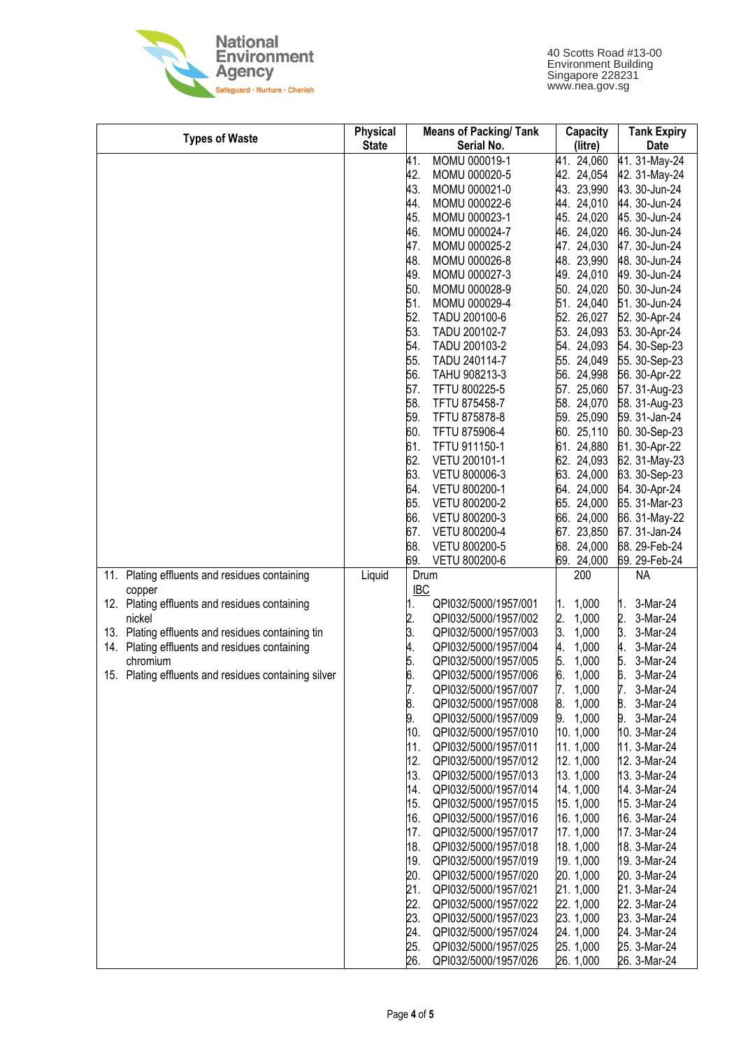| Types of Waste | Physical State | Means of Packing/ Tank Serial No. | Capacity (litre) | Tank Expiry Date |
|---|---|---|---|---|
| | | 41. MOMU 000019-1 | 41. 24,060 | 41. 31-May-24 |
| | | 42. MOMU 000020-5 | 42. 24,054 | 42. 31-May-24 |
| | | 43. MOMU 000021-0 | 43. 23,990 | 43. 30-Jun-24 |
| | | 44. MOMU 000022-6 | 44. 24,010 | 44. 30-Jun-24 |
| | | 45. MOMU 000023-1 | 45. 24,020 | 45. 30-Jun-24 |
| | | 46. MOMU 000024-7 | 46. 24,020 | 46. 30-Jun-24 |
| | | 47. MOMU 000025-2 | 47. 24,030 | 47. 30-Jun-24 |
| | | 48. MOMU 000026-8 | 48. 23,990 | 48. 30-Jun-24 |
| | | 49. MOMU 000027-3 | 49. 24,010 | 49. 30-Jun-24 |
| | | 50. MOMU 000028-9 | 50. 24,020 | 50. 30-Jun-24 |
| | | 51. MOMU 000029-4 | 51. 24,040 | 51. 30-Jun-24 |
| | | 52. TADU 200100-6 | 52. 26,027 | 52. 30-Apr-24 |
| | | 53. TADU 200102-7 | 53. 24,093 | 53. 30-Apr-24 |
| | | 54. TADU 200103-2 | 54. 24,093 | 54. 30-Sep-23 |
| | | 55. TADU 240114-7 | 55. 24,049 | 55. 30-Sep-23 |
| | | 56. TAHU 908213-3 | 56. 24,998 | 56. 30-Apr-22 |
| | | 57. TFTU 800225-5 | 57. 25,060 | 57. 31-Aug-23 |
| | | 58. TFTU 875458-7 | 58. 24,070 | 58. 31-Aug-23 |
| | | 59. TFTU 875878-8 | 59. 25,090 | 59. 31-Jan-24 |
| | | 60. TFTU 875906-4 | 60. 25,110 | 60. 30-Sep-23 |
| | | 61. TFTU 911150-1 | 61. 24,880 | 61. 30-Apr-22 |
| | | 62. VETU 200101-1 | 62. 24,093 | 62. 31-May-23 |
| | | 63. VETU 800006-3 | 63. 24,000 | 63. 30-Sep-23 |
| | | 64. VETU 800200-1 | 64. 24,000 | 64. 30-Apr-24 |
| | | 65. VETU 800200-2 | 65. 24,000 | 65. 31-Mar-23 |
| | | 66. VETU 800200-3 | 66. 24,000 | 66. 31-May-22 |
| | | 67. VETU 800200-4 | 67. 23,850 | 67. 31-Jan-24 |
| | | 68. VETU 800200-5 | 68. 24,000 | 68. 29-Feb-24 |
| | | 69. VETU 800200-6 | 69. 24,000 | 69. 29-Feb-24 |
| 11. Plating effluents and residues containing copper<br>12. Plating effluents and residues containing nickel<br>13. Plating effluents and residues containing tin<br>14. Plating effluents and residues containing chromium<br>15. Plating effluents and residues containing silver | Liquid | Drum | 200 | NA |
| | | IBC | | |
| | | 1. QPI032/5000/1957/001 | 1. 1,000 | 1. 3-Mar-24 |
| | | 2. QPI032/5000/1957/002 | 2. 1,000 | 2. 3-Mar-24 |
| | | 3. QPI032/5000/1957/003 | 3. 1,000 | 3. 3-Mar-24 |
| | | 4. QPI032/5000/1957/004 | 4. 1,000 | 4. 3-Mar-24 |
| | | 5. QPI032/5000/1957/005 | 5. 1,000 | 5. 3-Mar-24 |
| | | 6. QPI032/5000/1957/006 | 6. 1,000 | 6. 3-Mar-24 |
| | | 7. QPI032/5000/1957/007 | 7. 1,000 | 7. 3-Mar-24 |
| | | 8. QPI032/5000/1957/008 | 8. 1,000 | 8. 3-Mar-24 |
| | | 9. QPI032/5000/1957/009 | 9. 1,000 | 9. 3-Mar-24 |
| | | 10. QPI032/5000/1957/010 | 10. 1,000 | 10. 3-Mar-24 |
| | | 11. QPI032/5000/1957/011 | 11. 1,000 | 11. 3-Mar-24 |
| | | 12. QPI032/5000/1957/012 | 12. 1,000 | 12. 3-Mar-24 |
| | | 13. QPI032/5000/1957/013 | 13. 1,000 | 13. 3-Mar-24 |
| | | 14. QPI032/5000/1957/014 | 14. 1,000 | 14. 3-Mar-24 |
| | | 15. QPI032/5000/1957/015 | 15. 1,000 | 15. 3-Mar-24 |
| | | 16. QPI032/5000/1957/016 | 16. 1,000 | 16. 3-Mar-24 |
| | | 17. QPI032/5000/1957/017 | 17. 1,000 | 17. 3-Mar-24 |
| | | 18. QPI032/5000/1957/018 | 18. 1,000 | 18. 3-Mar-24 |
| | | 19. QPI032/5000/1957/019 | 19. 1,000 | 19. 3-Mar-24 |
| | | 20. QPI032/5000/1957/020 | 20. 1,000 | 20. 3-Mar-24 |
| | | 21. QPI032/5000/1957/021 | 21. 1,000 | 21. 3-Mar-24 |
| | | 22. QPI032/5000/1957/022 | 22. 1,000 | 22. 3-Mar-24 |
| | | 23. QPI032/5000/1957/023 | 23. 1,000 | 23. 3-Mar-24 |
| | | 24. QPI032/5000/1957/024 | 24. 1,000 | 24. 3-Mar-24 |
| | | 25. QPI032/5000/1957/025 | 25. 1,000 | 25. 3-Mar-24 |
| | | 26. QPI032/5000/1957/026 | 26. 1,000 | 26. 3-Mar-24 |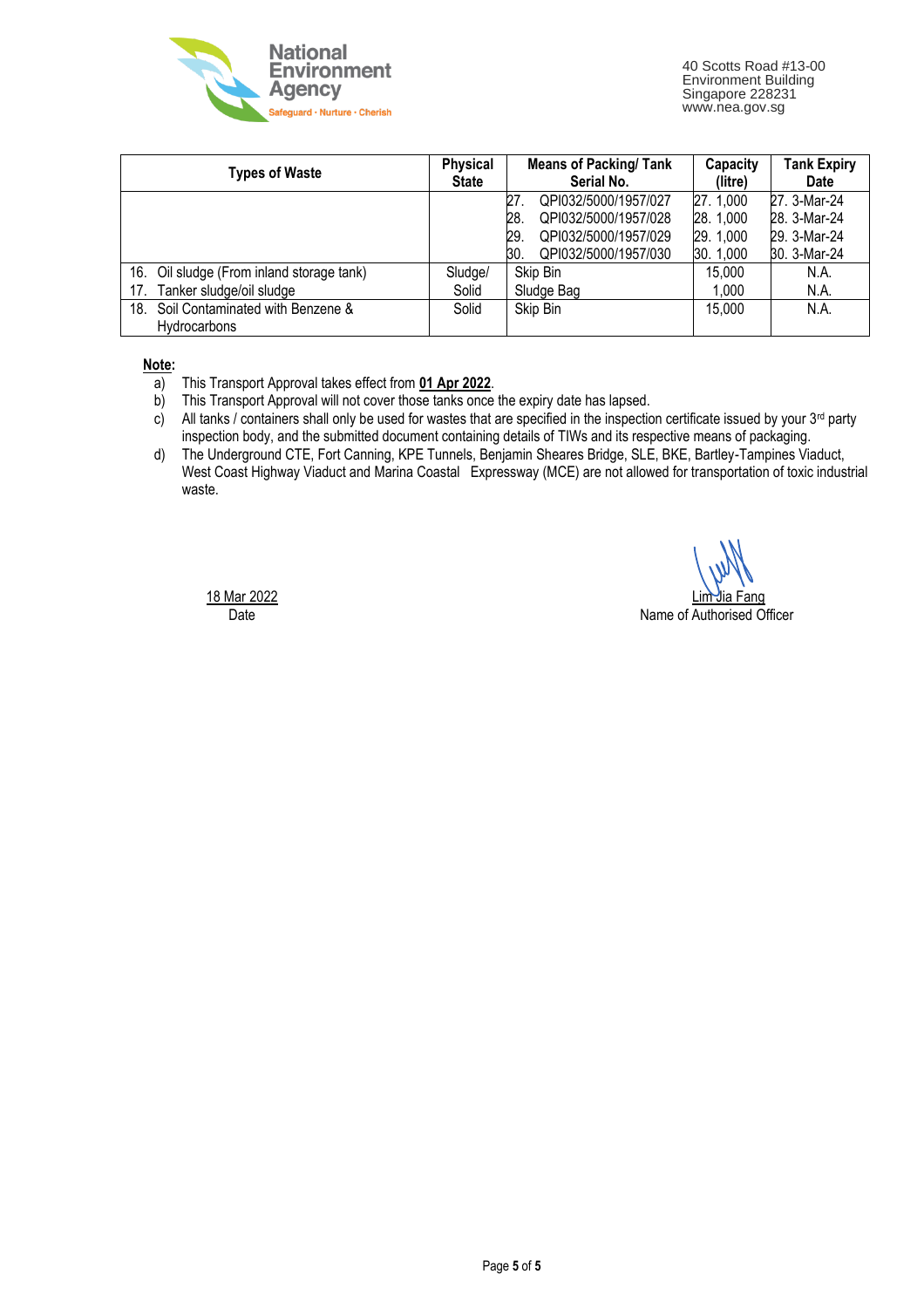National Environment Agency
Safeguard · Nurture · Cherish

40 Scotts Road #13-00
Environment Building
Singapore 228231
www.nea.gov.sg

| Types of Waste | Physical State | Means of Packing/ Tank Serial No. | Capacity (litre) | Tank Expiry Date |
|---|---|---|---|---|
| | | 27. QPI032/5000/1957/027<br>28. QPI032/5000/1957/028<br>29. QPI032/5000/1957/029<br>30. QPI032/5000/1957/030 | 27. 1,000<br>28. 1,000<br>29. 1,000<br>30. 1,000 | 27. 3-Mar-24<br>28. 3-Mar-24<br>29. 3-Mar-24<br>30. 3-Mar-24 |
| 16. Oil sludge (From inland storage tank)<br>17. Tanker sludge/oil sludge | Sludge/<br>Solid | Skip Bin<br>Sludge Bag | 15,000<br>1,000 | N.A.<br>N.A. |
| 18. Soil Contaminated with Benzene & Hydrocarbons | Solid | Skip Bin | 15,000 | N.A. |

**Note:**

a) This Transport Approval takes effect from **01 Apr 2022**.

b) This Transport Approval will not cover those tanks once the expiry date has lapsed.

c) All tanks / containers shall only be used for wastes that are specified in the inspection certificate issued by your 3rd party inspection body, and the submitted document containing details of TIWs and its respective means of packaging.

d) The Underground CTE, Fort Canning, KPE Tunnels, Benjamin Sheares Bridge, SLE, BKE, Bartley-Tampines Viaduct, West Coast Highway Viaduct and Marina Coastal Expressway (MCE) are not allowed for transportation of toxic industrial waste.

18 Mar 2022
Date

Lim Jia Fang
Name of Authorised Officer